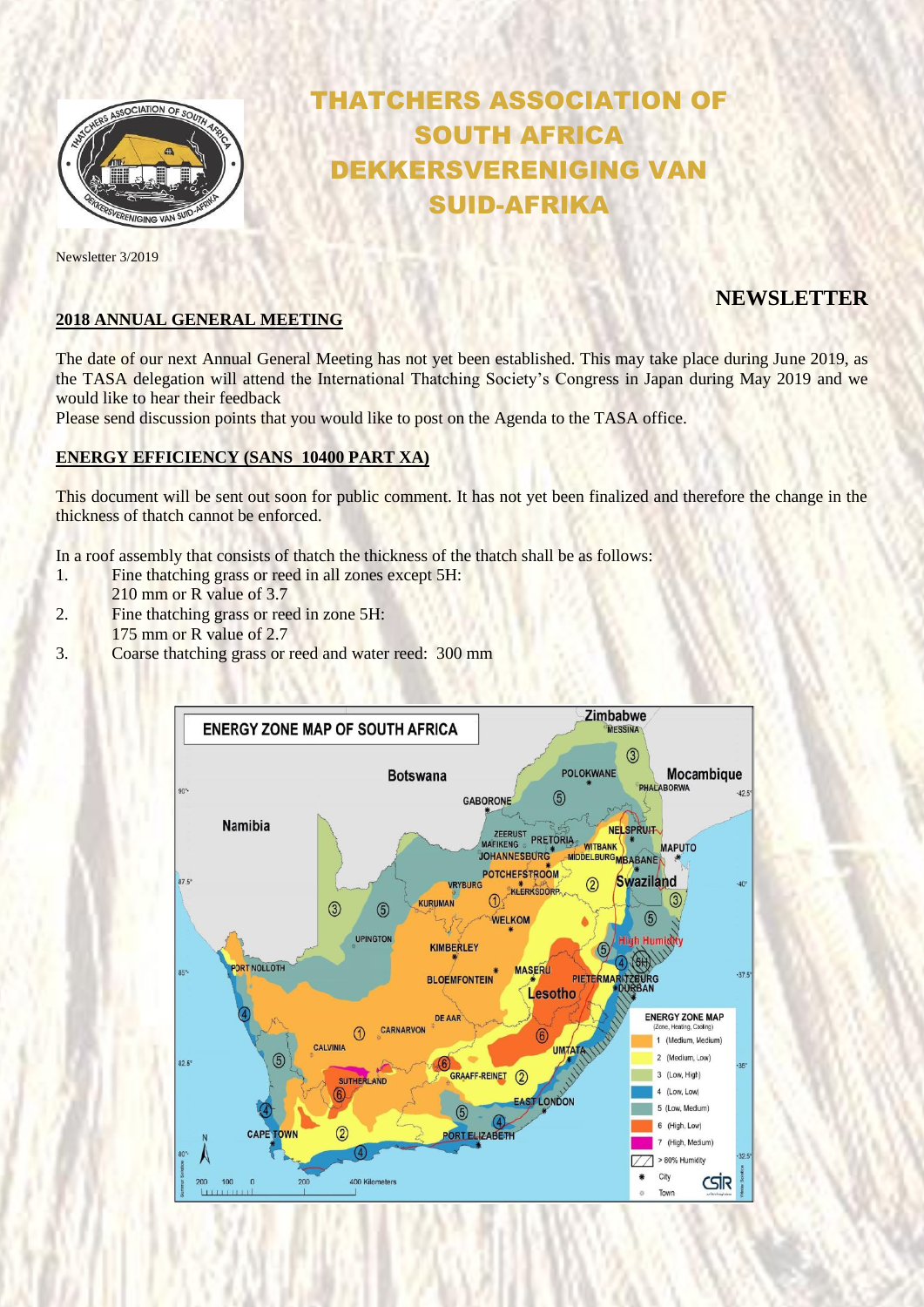# THATCHERS ASSOCIATION OF SOUTH AFRICA DEKKERSVERENIGING VAN SUID-AFRIKA

Newsletter 3/2019

## NEWSLETTER

### 2018 ANNUAL GENERAL MEETING

The date of our next Annual General Meeting has not yet been established. This may take place during June 2019, as the TASA delegation will attend the International Thatching Society's Congress in Japan during May 2019 and we would like to hear their feedback

Please send discussion points that you would like to post on the Agenda to the TASA office.

### ENERGY EFFICIENCY (SANS 10400 PART XA)

This document will be sent out soon for public comment. It has not yet been finalized and therefore the change in the thickness of thatch cannot be enforced.

In a roof assembly that consists of thatch the thickness of the thatch shall be as follows:

1. Fine thatching grass or reed in all zones except 5H:
   210 mm or R value of 3.7
2. Fine thatching grass or reed in zone 5H:
   175 mm or R value of 2.7
3. Coarse thatching grass or reed and water reed: 300 mm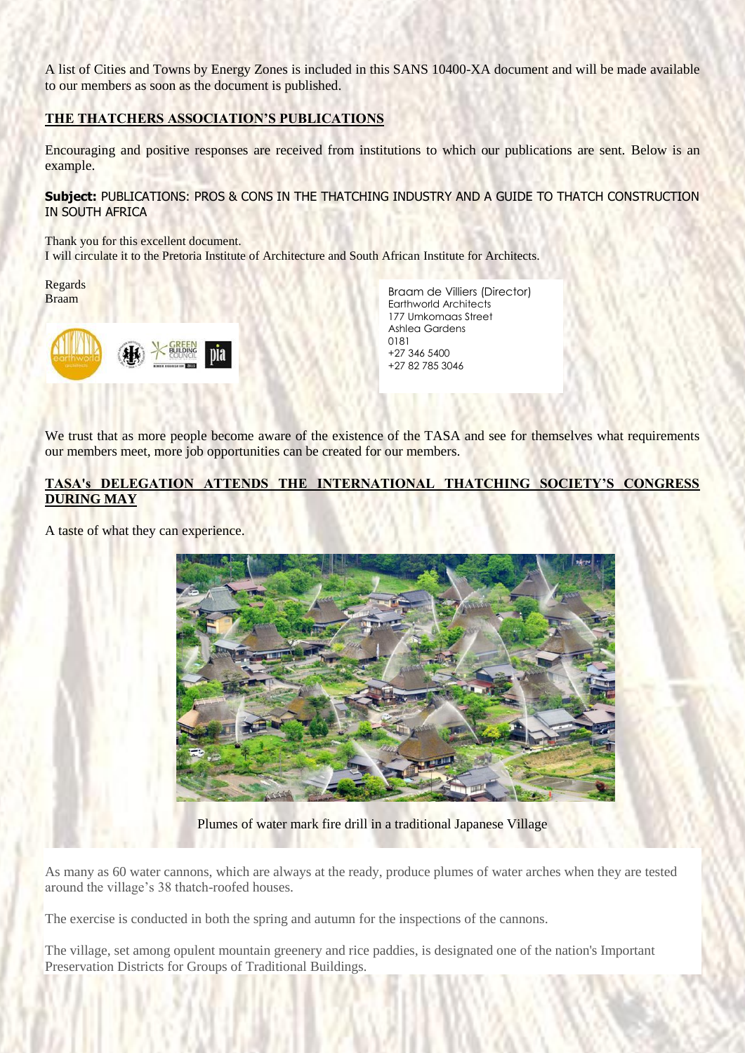A list of Cities and Towns by Energy Zones is included in this SANS 10400-XA document and will be made available to our members as soon as the document is published.

## THE THATCHERS ASSOCIATION'S PUBLICATIONS

Encouraging and positive responses are received from institutions to which our publications are sent. Below is an example.

**Subject:** PUBLICATIONS: PROS & CONS IN THE THATCHING INDUSTRY AND A GUIDE TO THATCH CONSTRUCTION IN SOUTH AFRICA

Thank you for this excellent document.
I will circulate it to the Pretoria Institute of Architecture and South African Institute for Architects.

Regards
Braam

Braam de Villiers (Director)
Earthworld Architects
177 Umkomaas Street
Ashlea Gardens
0181
+27 346 5400
+27 82 785 3046

We trust that as more people become aware of the existence of the TASA and see for themselves what requirements our members meet, more job opportunities can be created for our members.

## TASA's DELEGATION ATTENDS THE INTERNATIONAL THATCHING SOCIETY'S CONGRESS DURING MAY

A taste of what they can experience.

Plumes of water mark fire drill in a traditional Japanese Village

As many as 60 water cannons, which are always at the ready, produce plumes of water arches when they are tested around the village's 38 thatch-roofed houses.

The exercise is conducted in both the spring and autumn for the inspections of the cannons.

The village, set among opulent mountain greenery and rice paddies, is designated one of the nation's Important Preservation Districts for Groups of Traditional Buildings.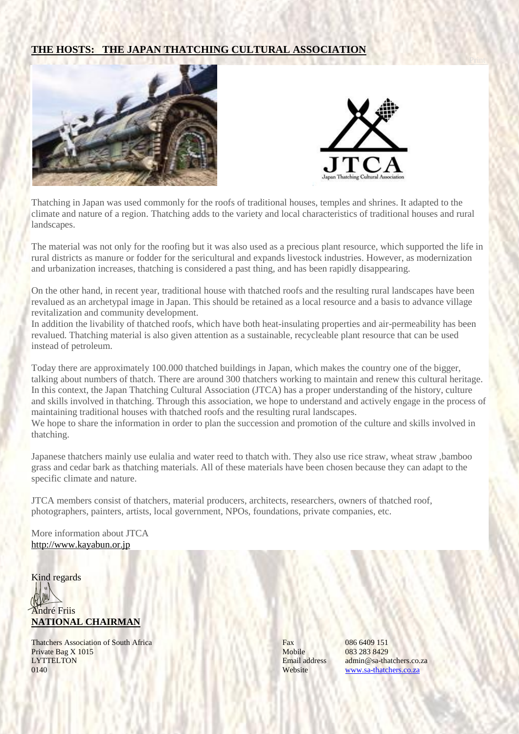## THE HOSTS: THE JAPAN THATCHING CULTURAL ASSOCIATION

Thatching in Japan was used commonly for the roofs of traditional houses, temples and shrines. It adapted to the climate and nature of a region. Thatching adds to the variety and local characteristics of traditional houses and rural landscapes.

The material was not only for the roofing but it was also used as a precious plant resource, which supported the life in rural districts as manure or fodder for the sericultural and expands livestock industries. However, as modernization and urbanization increases, thatching is considered a past thing, and has been rapidly disappearing.

On the other hand, in recent year, traditional house with thatched roofs and the resulting rural landscapes have been revalued as an archetypal image in Japan. This should be retained as a local resource and a basis to advance village revitalization and community development.
In addition the livability of thatched roofs, which have both heat-insulating properties and air-permeability has been revalued. Thatching material is also given attention as a sustainable, recycleable plant resource that can be used instead of petroleum.

Today there are approximately 100.000 thatched buildings in Japan, which makes the country one of the bigger, talking about numbers of thatch. There are around 300 thatchers working to maintain and renew this cultural heritage. In this context, the Japan Thatching Cultural Association (JTCA) has a proper understanding of the history, culture and skills involved in thatching. Through this association, we hope to understand and actively engage in the process of maintaining traditional houses with thatched roofs and the resulting rural landscapes.
We hope to share the information in order to plan the succession and promotion of the culture and skills involved in thatching.

Japanese thatchers mainly use eulalia and water reed to thatch with. They also use rice straw, wheat straw ,bamboo grass and cedar bark as thatching materials. All of these materials have been chosen because they can adapt to the specific climate and nature.

JTCA members consist of thatchers, material producers, architects, researchers, owners of thatched roof, photographers, painters, artists, local government, NPOs, foundations, private companies, etc.

More information about JTCA
http://www.kayabun.or.jp

Kind regards

André Friis
**NATIONAL CHAIRMAN**

Thatchers Association of South Africa
Private Bag X 1015
LYTTELTON
0140

Fax 086 6409 151
Mobile 083 283 8429
Email address admin@sa-thatchers.co.za
Website www.sa-thatchers.co.za